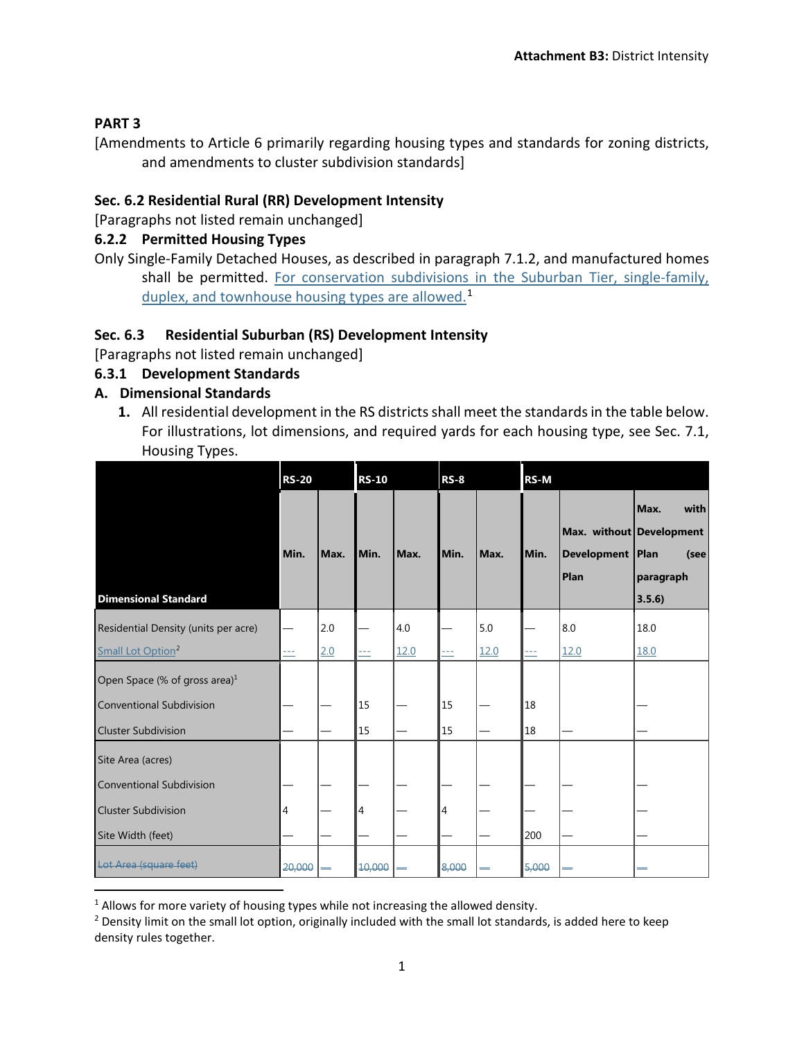**Attachment B3:** District Intensity

**PART 3**

[Amendments to Article 6 primarily regarding housing types and standards for zoning districts, and amendments to cluster subdivision standards]

### Sec. 6.2 Residential Rural (RR) Development Intensity

[Paragraphs not listed remain unchanged]

### 6.2.2 Permitted Housing Types

Only Single-Family Detached Houses, as described in paragraph 7.1.2, and manufactured homes shall be permitted. For conservation subdivisions in the Suburban Tier, single-family, duplex, and townhouse housing types are allowed.[1]

### Sec. 6.3 Residential Suburban (RS) Development Intensity

[Paragraphs not listed remain unchanged]

### 6.3.1 Development Standards

#### A. Dimensional Standards

1. All residential development in the RS districts shall meet the standards in the table below. For illustrations, lot dimensions, and required yards for each housing type, see Sec. 7.1, Housing Types.

| Dimensional Standard | RS-20 | | RS-10 | | RS-8 | | RS-M | | |
|---|---|---|---|---|---|---|---|---|---|
| | Min. | Max. | Min. | Max. | Min. | Max. | Min. | Max. without Development Plan | Max. with Development Plan (see paragraph 3.5.6) |
| Residential Density (units per acre) | — | 2.0 | — | 4.0 | — | 5.0 | — | 8.0 | 18.0 |
| Small Lot Option[2] | --- | 2.0 | --- | 12.0 | --- | 12.0 | --- | 12.0 | 18.0 |
| Open Space (% of gross area)[1] | | | | | | | | | |
| Conventional Subdivision | — | — | 15 | — | 15 | — | 18 | | — |
| Cluster Subdivision | — | — | 15 | — | 15 | — | 18 | — | — |
| Site Area (acres) | | | | | | | | | |
| Conventional Subdivision | — | — | — | — | — | — | — | — | — |
| Cluster Subdivision | 4 | — | 4 | — | 4 | — | — | — | — |
| Site Width (feet) | — | — | — | — | — | — | 200 | — | — |
| ~~Lot Area (square feet)~~ | ~~20,000~~ | ~~—~~ | ~~10,000~~ | ~~—~~ | ~~8,000~~ | ~~—~~ | ~~5,000~~ | ~~—~~ | ~~—~~ |

---

[1] Allows for more variety of housing types while not increasing the allowed density.

[2] Density limit on the small lot option, originally included with the small lot standards, is added here to keep density rules together.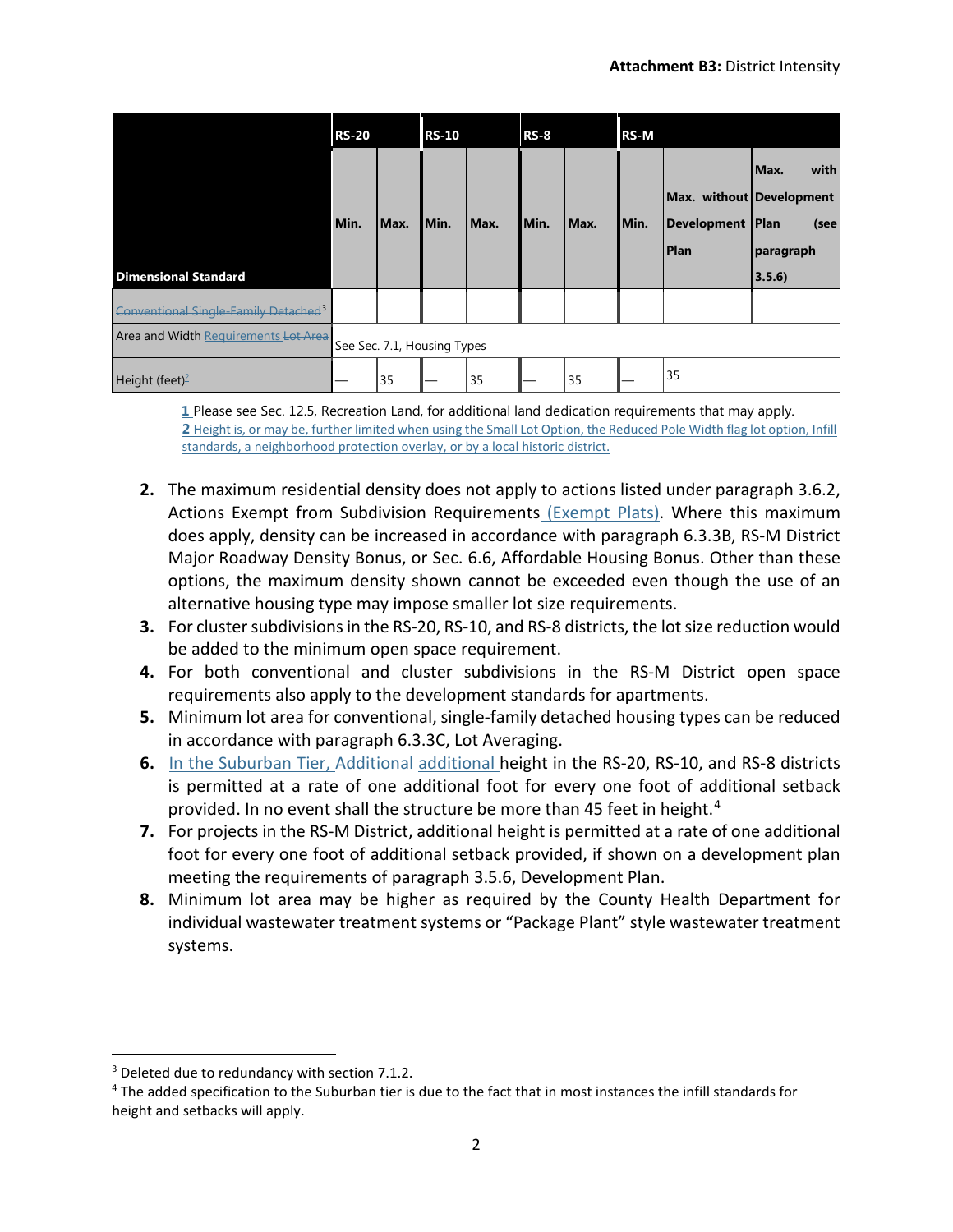| Dimensional Standard | RS-20 | | RS-10 | | RS-8 | | RS-M | | |
|---|---|---|---|---|---|---|---|---|---|
| | Min. | Max. | Min. | Max. | Min. | Max. | Min. | Max. without Development Plan | Max. with Development Plan (see paragraph 3.5.6) |
| ~~Conventional Single-Family Detached~~[3] | | | | | | | | | |
| Area and Width Requirements ~~Lot Area~~ | See Sec. 7.1, Housing Types | | | | | | | | |
| Height (feet)[2] | — | 35 | — | 35 | — | 35 | — | 35 | |

1 Please see Sec. 12.5, Recreation Land, for additional land dedication requirements that may apply.
2 Height is, or may be, further limited when using the Small Lot Option, the Reduced Pole Width flag lot option, Infill standards, a neighborhood protection overlay, or by a local historic district.

2. The maximum residential density does not apply to actions listed under paragraph 3.6.2, Actions Exempt from Subdivision Requirements (Exempt Plats). Where this maximum does apply, density can be increased in accordance with paragraph 6.3.3B, RS-M District Major Roadway Density Bonus, or Sec. 6.6, Affordable Housing Bonus. Other than these options, the maximum density shown cannot be exceeded even though the use of an alternative housing type may impose smaller lot size requirements.
3. For cluster subdivisions in the RS-20, RS-10, and RS-8 districts, the lot size reduction would be added to the minimum open space requirement.
4. For both conventional and cluster subdivisions in the RS-M District open space requirements also apply to the development standards for apartments.
5. Minimum lot area for conventional, single-family detached housing types can be reduced in accordance with paragraph 6.3.3C, Lot Averaging.
6. In the Suburban Tier, ~~Additional~~ additional height in the RS-20, RS-10, and RS-8 districts is permitted at a rate of one additional foot for every one foot of additional setback provided. In no event shall the structure be more than 45 feet in height.[4]
7. For projects in the RS-M District, additional height is permitted at a rate of one additional foot for every one foot of additional setback provided, if shown on a development plan meeting the requirements of paragraph 3.5.6, Development Plan.
8. Minimum lot area may be higher as required by the County Health Department for individual wastewater treatment systems or "Package Plant" style wastewater treatment systems.

[3] Deleted due to redundancy with section 7.1.2.
[4] The added specification to the Suburban tier is due to the fact that in most instances the infill standards for height and setbacks will apply.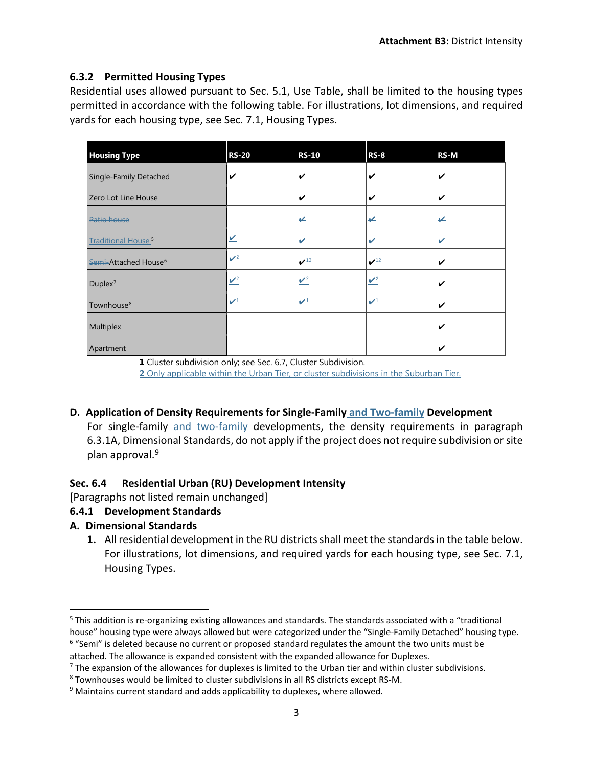### 6.3.2 Permitted Housing Types

Residential uses allowed pursuant to Sec. 5.1, Use Table, shall be limited to the housing types permitted in accordance with the following table. For illustrations, lot dimensions, and required yards for each housing type, see Sec. 7.1, Housing Types.

| Housing Type | RS-20 | RS-10 | RS-8 | RS-M |
|---|---|---|---|---|
| Single-Family Detached | ✔ | ✔ | ✔ | ✔ |
| Zero Lot Line House | | ✔ | ✔ | ✔ |
| ~~Patio house~~ | | ~~✔~~ | ~~✔~~ | ~~✔~~ |
| Traditional House [5] | ✔ | ✔ | ✔ | ✔ |
| ~~Semi-~~Attached House [6] | ✔[2] | ✔~~1~~2 | ✔~~1~~2 | ✔ |
| Duplex [7] | ✔[2] | ✔[2] | ✔[2] | ✔ |
| Townhouse [8] | ✔[1] | ✔[1] | ✔[1] | ✔ |
| Multiplex | | | | ✔ |
| Apartment | | | | ✔ |

**1** Cluster subdivision only; see Sec. 6.7, Cluster Subdivision.
**2** Only applicable within the Urban Tier, or cluster subdivisions in the Suburban Tier.

#### D. Application of Density Requirements for Single-Family and Two-family Development

For single-family and two-family developments, the density requirements in paragraph 6.3.1A, Dimensional Standards, do not apply if the project does not require subdivision or site plan approval.[9]

### Sec. 6.4 Residential Urban (RU) Development Intensity

[Paragraphs not listed remain unchanged]

### 6.4.1 Development Standards

#### A. Dimensional Standards

1. All residential development in the RU districts shall meet the standards in the table below. For illustrations, lot dimensions, and required yards for each housing type, see Sec. 7.1, Housing Types.

---

[5] This addition is re-organizing existing allowances and standards. The standards associated with a "traditional house" housing type were always allowed but were categorized under the "Single-Family Detached" housing type.

[6] "Semi" is deleted because no current or proposed standard regulates the amount the two units must be attached. The allowance is expanded consistent with the expanded allowance for Duplexes.

[7] The expansion of the allowances for duplexes is limited to the Urban tier and within cluster subdivisions.

[8] Townhouses would be limited to cluster subdivisions in all RS districts except RS-M.

[9] Maintains current standard and adds applicability to duplexes, where allowed.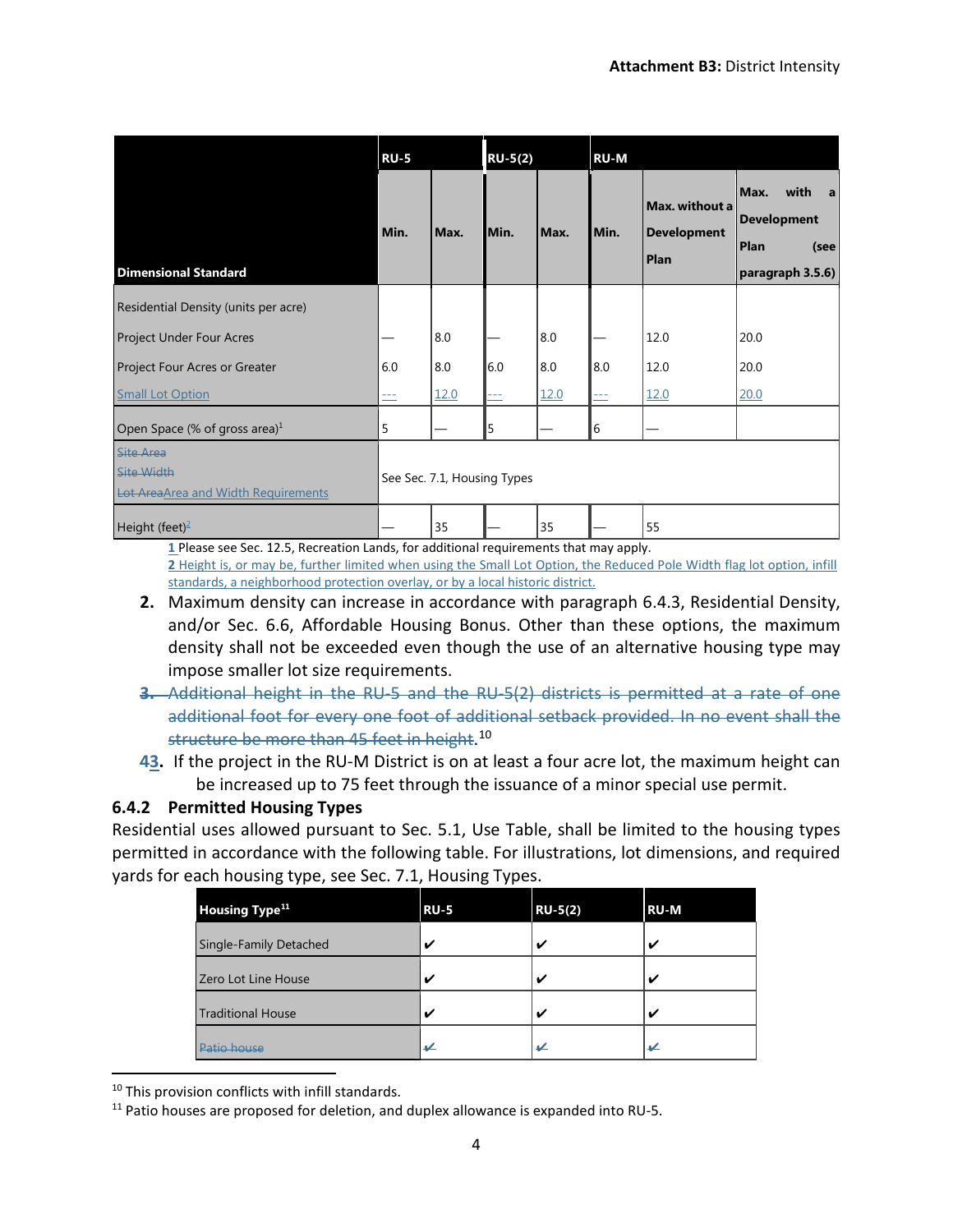| Dimensional Standard | RU-5 | | RU-5(2) | | RU-M | | |
|---|---|---|---|---|---|---|---|
| | Min. | Max. | Min. | Max. | Min. | Max. without a Development Plan | Max. with a Development Plan (see paragraph 3.5.6) |
| Residential Density (units per acre) | | | | | | | |
| Project Under Four Acres | — | 8.0 | — | 8.0 | — | 12.0 | 20.0 |
| Project Four Acres or Greater | 6.0 | 8.0 | 6.0 | 8.0 | 8.0 | 12.0 | 20.0 |
| Small Lot Option | --- | 12.0 | --- | 12.0 | --- | 12.0 | 20.0 |
| Open Space (% of gross area)[1] | 5 | — | 5 | — | 6 | — | |
| ~~Site Area~~ ~~Site Width~~ ~~Lot Area~~Area and Width Requirements | See Sec. 7.1, Housing Types | | | | | | |
| Height (feet)[2] | — | 35 | — | 35 | — | 55 | |

1 Please see Sec. 12.5, Recreation Lands, for additional requirements that may apply.
2 Height is, or may be, further limited when using the Small Lot Option, the Reduced Pole Width flag lot option, infill standards, a neighborhood protection overlay, or by a local historic district.

2. Maximum density can increase in accordance with paragraph 6.4.3, Residential Density, and/or Sec. 6.6, Affordable Housing Bonus. Other than these options, the maximum density shall not be exceeded even though the use of an alternative housing type may impose smaller lot size requirements.

~~3. Additional height in the RU-5 and the RU-5(2) districts is permitted at a rate of one additional foot for every one foot of additional setback provided. In no event shall the structure be more than 45 feet in height.~~[10]

~~4~~3. If the project in the RU-M District is on at least a four acre lot, the maximum height can be increased up to 75 feet through the issuance of a minor special use permit.

### 6.4.2 Permitted Housing Types

Residential uses allowed pursuant to Sec. 5.1, Use Table, shall be limited to the housing types permitted in accordance with the following table. For illustrations, lot dimensions, and required yards for each housing type, see Sec. 7.1, Housing Types.

| Housing Type[11] | RU-5 | RU-5(2) | RU-M |
|---|---|---|---|
| Single-Family Detached | ✔ | ✔ | ✔ |
| Zero Lot Line House | ✔ | ✔ | ✔ |
| Traditional House | ✔ | ✔ | ✔ |
| ~~Patio house~~ | ~~✔~~ | ~~✔~~ | ~~✔~~ |

[10] This provision conflicts with infill standards.

[11] Patio houses are proposed for deletion, and duplex allowance is expanded into RU-5.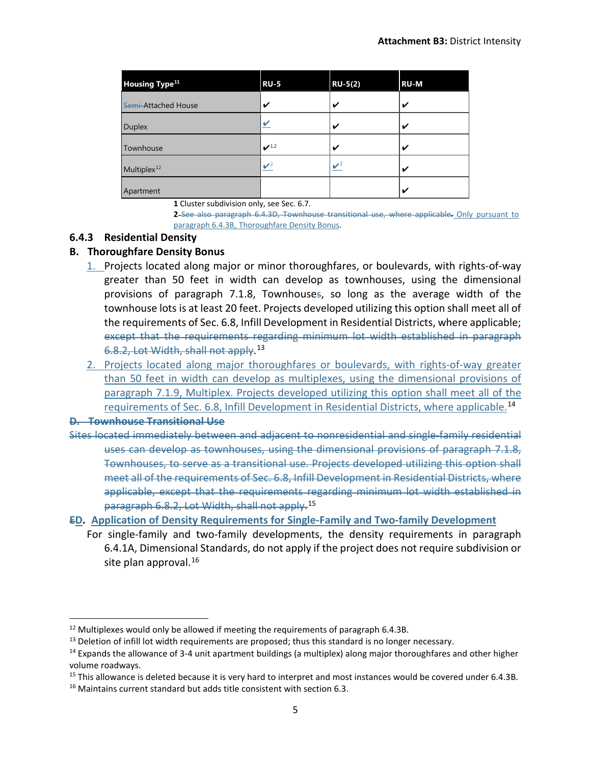| Housing Type[11] | RU-5 | RU-5(2) | RU-M |
|---|---|---|---|
| ~~Semi-~~Attached House | ✔ | ✔ | ✔ |
| Duplex | ✔ | ✔ | ✔ |
| Townhouse | ✔[1,2] | ✔ | ✔ |
| Multiplex[12] | ✔[2] | ✔[2] | ✔ |
| Apartment | | | ✔ |

**1** Cluster subdivision only, see Sec. 6.7.

**2** ~~See also paragraph 6.4.3D, Townhouse transitional use, where applicable.~~ Only pursuant to paragraph 6.4.3B, Thoroughfare Density Bonus.

### 6.4.3 Residential Density

#### B. Thoroughfare Density Bonus

1. Projects located along major or minor thoroughfares, or boulevards, with rights-of-way greater than 50 feet in width can develop as townhouses, using the dimensional provisions of paragraph 7.1.8, Townhouse~~s~~, so long as the average width of the townhouse lots is at least 20 feet. Projects developed utilizing this option shall meet all of the requirements of Sec. 6.8, Infill Development in Residential Districts, where applicable; ~~except that the requirements regarding minimum lot width established in paragraph 6.8.2, Lot Width, shall not apply~~.[13]
2. Projects located along major thoroughfares or boulevards, with rights-of-way greater than 50 feet in width can develop as multiplexes, using the dimensional provisions of paragraph 7.1.9, Multiplex. Projects developed utilizing this option shall meet all of the requirements of Sec. 6.8, Infill Development in Residential Districts, where applicable.[14]

#### ~~D. Townhouse Transitional Use~~

~~Sites located immediately between and adjacent to nonresidential and single-family residential uses can develop as townhouses, using the dimensional provisions of paragraph 7.1.8, Townhouses, to serve as a transitional use. Projects developed utilizing this option shall meet all of the requirements of Sec. 6.8, Infill Development in Residential Districts, where applicable, except that the requirements regarding minimum lot width established in paragraph 6.8.2, Lot Width, shall not apply.~~[15]

#### ~~E~~D. Application of Density Requirements for Single-Family and Two-family Development

For single-family and two-family developments, the density requirements in paragraph 6.4.1A, Dimensional Standards, do not apply if the project does not require subdivision or site plan approval.[16]

---

[12] Multiplexes would only be allowed if meeting the requirements of paragraph 6.4.3B.

[13] Deletion of infill lot width requirements are proposed; thus this standard is no longer necessary.

[14] Expands the allowance of 3-4 unit apartment buildings (a multiplex) along major thoroughfares and other higher volume roadways.

[15] This allowance is deleted because it is very hard to interpret and most instances would be covered under 6.4.3B.

[16] Maintains current standard but adds title consistent with section 6.3.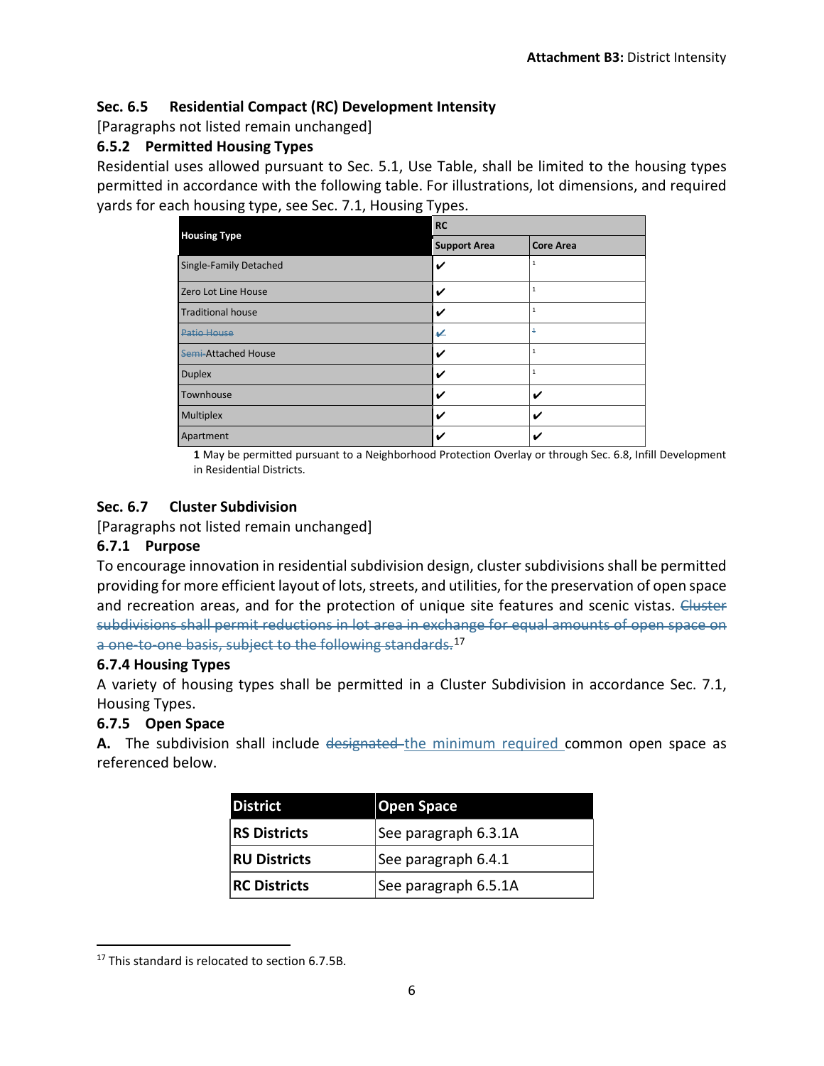## Sec. 6.5 Residential Compact (RC) Development Intensity

[Paragraphs not listed remain unchanged]

### 6.5.2 Permitted Housing Types

Residential uses allowed pursuant to Sec. 5.1, Use Table, shall be limited to the housing types permitted in accordance with the following table. For illustrations, lot dimensions, and required yards for each housing type, see Sec. 7.1, Housing Types.

| Housing Type | RC | |
|---|---|---|
| | Support Area | Core Area |
| Single-Family Detached | ✔ | 1 |
| Zero Lot Line House | ✔ | 1 |
| Traditional house | ✔ | 1 |
| ~~Patio House~~ | ~~✔~~ | ~~1~~ |
| ~~Semi-~~Attached House | ✔ | 1 |
| Duplex | ✔ | 1 |
| Townhouse | ✔ | ✔ |
| Multiplex | ✔ | ✔ |
| Apartment | ✔ | ✔ |

**1** May be permitted pursuant to a Neighborhood Protection Overlay or through Sec. 6.8, Infill Development in Residential Districts.

## Sec. 6.7 Cluster Subdivision

[Paragraphs not listed remain unchanged]

### 6.7.1 Purpose

To encourage innovation in residential subdivision design, cluster subdivisions shall be permitted providing for more efficient layout of lots, streets, and utilities, for the preservation of open space and recreation areas, and for the protection of unique site features and scenic vistas. ~~Cluster subdivisions shall permit reductions in lot area in exchange for equal amounts of open space on a one-to-one basis, subject to the following standards.~~[17]

### 6.7.4 Housing Types

A variety of housing types shall be permitted in a Cluster Subdivision in accordance Sec. 7.1, Housing Types.

### 6.7.5 Open Space

**A.** The subdivision shall include ~~designated~~ <u>the minimum required</u> common open space as referenced below.

| District | Open Space |
|---|---|
| **RS Districts** | See paragraph 6.3.1A |
| **RU Districts** | See paragraph 6.4.1 |
| **RC Districts** | See paragraph 6.5.1A |

---

[17] This standard is relocated to section 6.7.5B.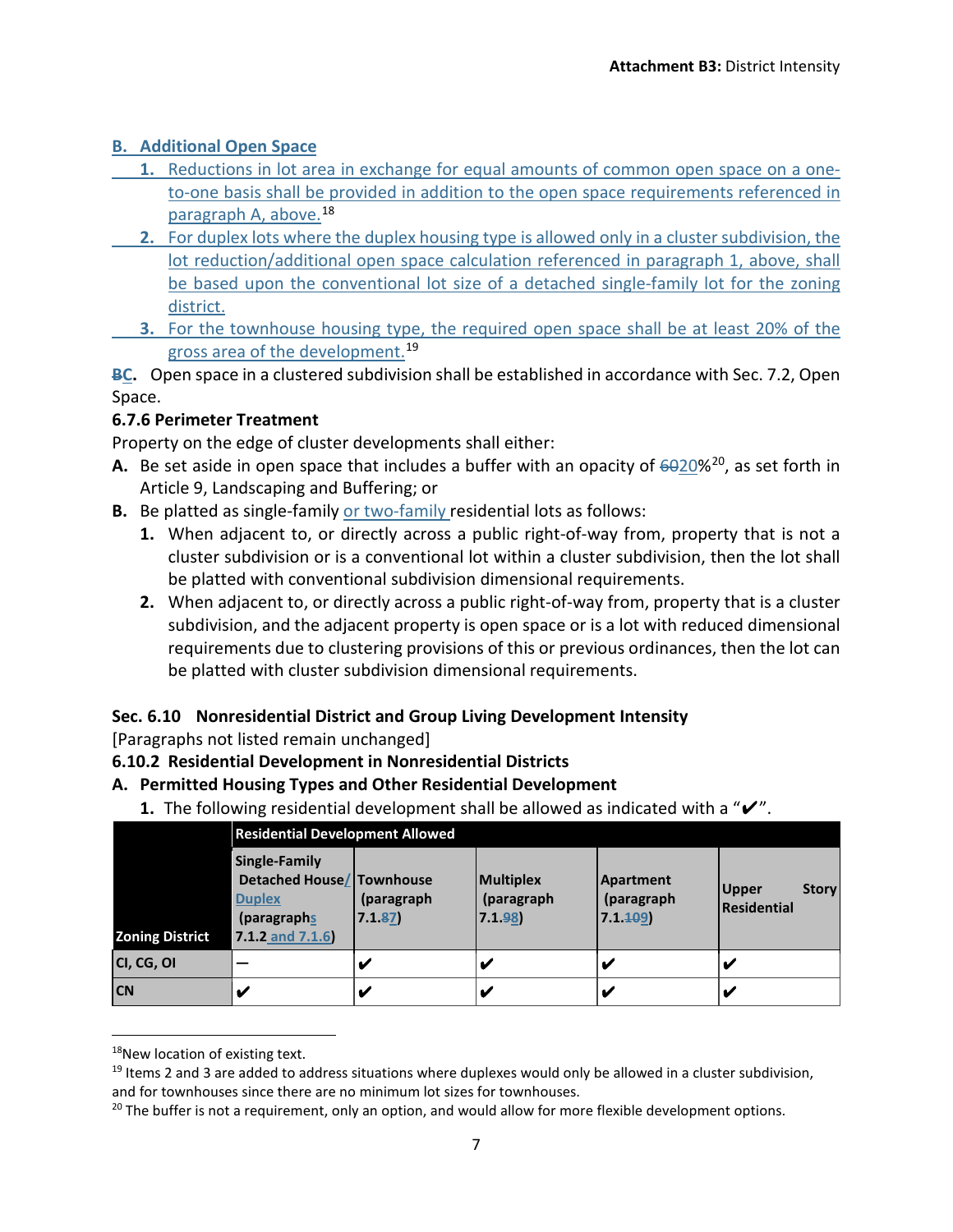### B. Additional Open Space

1. Reductions in lot area in exchange for equal amounts of common open space on a one-to-one basis shall be provided in addition to the open space requirements referenced in paragraph A, above.[18]
2. For duplex lots where the duplex housing type is allowed only in a cluster subdivision, the lot reduction/additional open space calculation referenced in paragraph 1, above, shall be based upon the conventional lot size of a detached single-family lot for the zoning district.
3. For the townhouse housing type, the required open space shall be at least 20% of the gross area of the development.[19]

~~B~~C. Open space in a clustered subdivision shall be established in accordance with Sec. 7.2, Open Space.

### 6.7.6 Perimeter Treatment

Property on the edge of cluster developments shall either:

**A.** Be set aside in open space that includes a buffer with an opacity of ~~60~~20%[20], as set forth in Article 9, Landscaping and Buffering; or

**B.** Be platted as single-family or two-family residential lots as follows:

1. When adjacent to, or directly across a public right-of-way from, property that is not a cluster subdivision or is a conventional lot within a cluster subdivision, then the lot shall be platted with conventional subdivision dimensional requirements.
2. When adjacent to, or directly across a public right-of-way from, property that is a cluster subdivision, and the adjacent property is open space or is a lot with reduced dimensional requirements due to clustering provisions of this or previous ordinances, then the lot can be platted with cluster subdivision dimensional requirements.

### Sec. 6.10 Nonresidential District and Group Living Development Intensity

[Paragraphs not listed remain unchanged]

### 6.10.2 Residential Development in Nonresidential Districts

**A. Permitted Housing Types and Other Residential Development**

1. The following residential development shall be allowed as indicated with a "✔".

| | Residential Development Allowed | | | | |
|---|---|---|---|---|---|
| **Zoning District** | **Single-Family Detached House/ Duplex (paragraphs 7.1.2 and 7.1.6)** | **Townhouse (paragraph 7.1.~~8~~7)** | **Multiplex (paragraph 7.1.~~9~~8)** | **Apartment (paragraph 7.1.~~10~~9)** | **Upper Story Residential** |
| CI, CG, OI | — | ✔ | ✔ | ✔ | ✔ |
| CN | ✔ | ✔ | ✔ | ✔ | ✔ |

[18] New location of existing text.

[19] Items 2 and 3 are added to address situations where duplexes would only be allowed in a cluster subdivision, and for townhouses since there are no minimum lot sizes for townhouses.

[20] The buffer is not a requirement, only an option, and would allow for more flexible development options.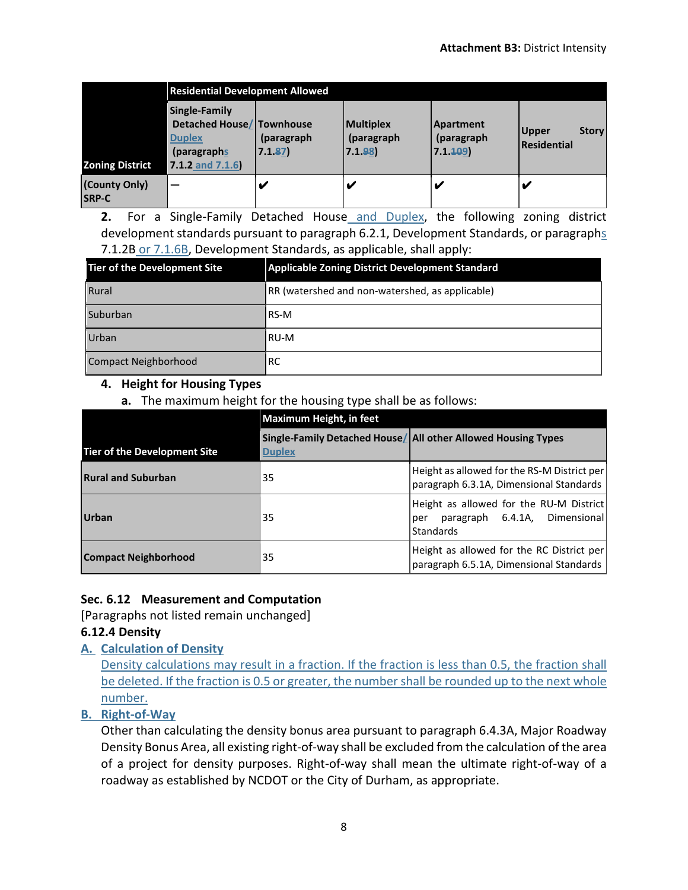| Zoning District | Residential Development Allowed | | | | |
|---|---|---|---|---|---|
| | Single-Family Detached House/ Duplex (paragraphs 7.1.2 and 7.1.6) | Townhouse (paragraph 7.1.87) | Multiplex (paragraph 7.1.98) | Apartment (paragraph 7.1.109) | Upper Story Residential |
| (County Only) SRP-C | — | ✔ | ✔ | ✔ | ✔ |

**2.** For a Single-Family Detached House and Duplex, the following zoning district development standards pursuant to paragraph 6.2.1, Development Standards, or paragraphs 7.1.2B or 7.1.6B, Development Standards, as applicable, shall apply:

| Tier of the Development Site | Applicable Zoning District Development Standard |
|---|---|
| Rural | RR (watershed and non-watershed, as applicable) |
| Suburban | RS-M |
| Urban | RU-M |
| Compact Neighborhood | RC |

**4. Height for Housing Types**

**a.** The maximum height for the housing type shall be as follows:

| Tier of the Development Site | Maximum Height, in feet | |
|---|---|---|
| | Single-Family Detached House/ Duplex | All other Allowed Housing Types |
| **Rural and Suburban** | 35 | Height as allowed for the RS-M District per paragraph 6.3.1A, Dimensional Standards |
| **Urban** | 35 | Height as allowed for the RU-M District per paragraph 6.4.1A, Dimensional Standards |
| **Compact Neighborhood** | 35 | Height as allowed for the RC District per paragraph 6.5.1A, Dimensional Standards |

### Sec. 6.12 Measurement and Computation

[Paragraphs not listed remain unchanged]

#### 6.12.4 Density

**A. Calculation of Density**

Density calculations may result in a fraction. If the fraction is less than 0.5, the fraction shall be deleted. If the fraction is 0.5 or greater, the number shall be rounded up to the next whole number.

**B. Right-of-Way**

Other than calculating the density bonus area pursuant to paragraph 6.4.3A, Major Roadway Density Bonus Area, all existing right-of-way shall be excluded from the calculation of the area of a project for density purposes. Right-of-way shall mean the ultimate right-of-way of a roadway as established by NCDOT or the City of Durham, as appropriate.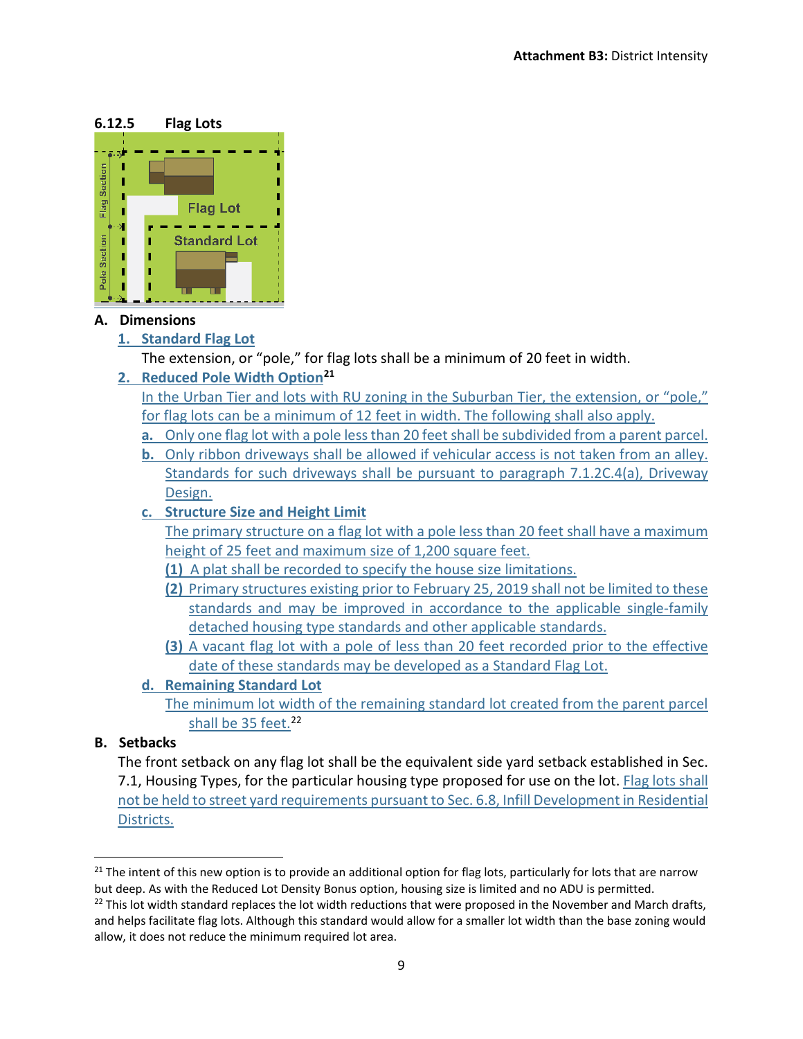### 6.12.5 Flag Lots

**A. Dimensions**

1. **Standard Flag Lot**

   The extension, or "pole," for flag lots shall be a minimum of 20 feet in width.

2. **Reduced Pole Width Option**[21]

   In the Urban Tier and lots with RU zoning in the Suburban Tier, the extension, or "pole," for flag lots can be a minimum of 12 feet in width. The following shall also apply.

   a. Only one flag lot with a pole less than 20 feet shall be subdivided from a parent parcel.

   b. Only ribbon driveways shall be allowed if vehicular access is not taken from an alley. Standards for such driveways shall be pursuant to paragraph 7.1.2C.4(a), Driveway Design.

   c. **Structure Size and Height Limit**

      The primary structure on a flag lot with a pole less than 20 feet shall have a maximum height of 25 feet and maximum size of 1,200 square feet.

      (1) A plat shall be recorded to specify the house size limitations.

      (2) Primary structures existing prior to February 25, 2019 shall not be limited to these standards and may be improved in accordance to the applicable single-family detached housing type standards and other applicable standards.

      (3) A vacant flag lot with a pole of less than 20 feet recorded prior to the effective date of these standards may be developed as a Standard Flag Lot.

   d. **Remaining Standard Lot**

      The minimum lot width of the remaining standard lot created from the parent parcel shall be 35 feet.[22]

**B. Setbacks**

The front setback on any flag lot shall be the equivalent side yard setback established in Sec. 7.1, Housing Types, for the particular housing type proposed for use on the lot. Flag lots shall not be held to street yard requirements pursuant to Sec. 6.8, Infill Development in Residential Districts.

---

[21] The intent of this new option is to provide an additional option for flag lots, particularly for lots that are narrow but deep. As with the Reduced Lot Density Bonus option, housing size is limited and no ADU is permitted.

[22] This lot width standard replaces the lot width reductions that were proposed in the November and March drafts, and helps facilitate flag lots. Although this standard would allow for a smaller lot width than the base zoning would allow, it does not reduce the minimum required lot area.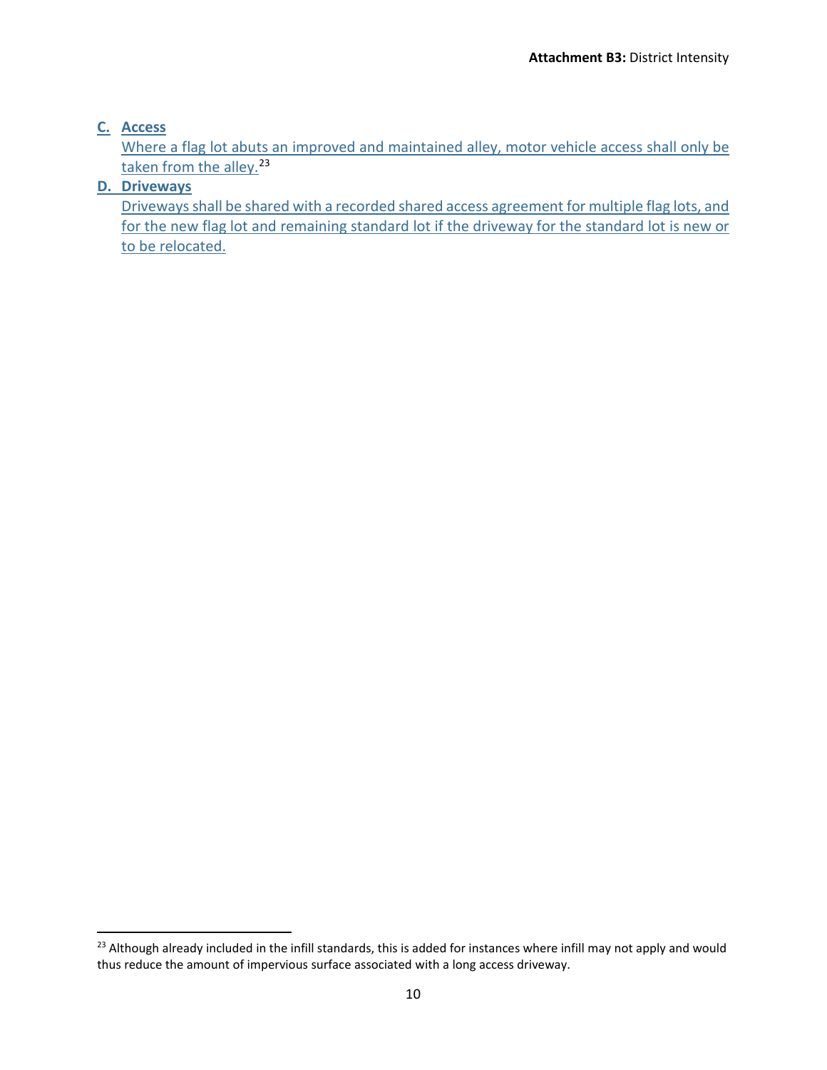**C. Access**

Where a flag lot abuts an improved and maintained alley, motor vehicle access shall only be taken from the alley.[23]

**D. Driveways**

Driveways shall be shared with a recorded shared access agreement for multiple flag lots, and for the new flag lot and remaining standard lot if the driveway for the standard lot is new or to be relocated.

[23] Although already included in the infill standards, this is added for instances where infill may not apply and would thus reduce the amount of impervious surface associated with a long access driveway.